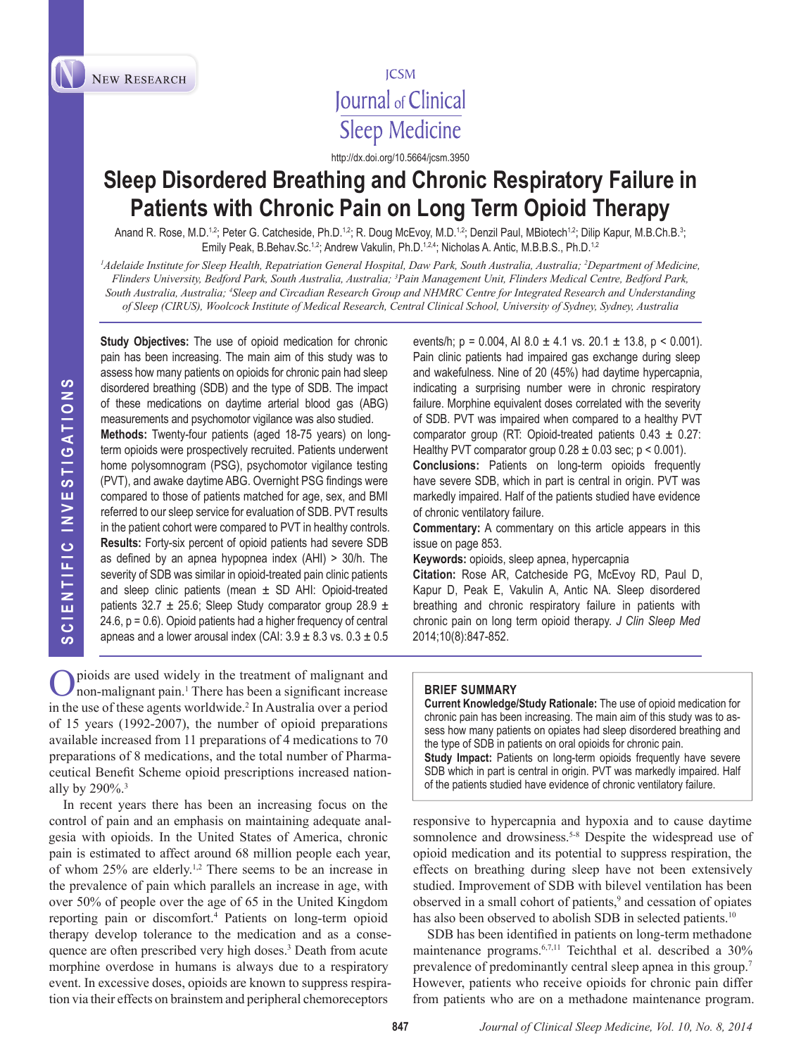NEW RESEARCH

Journal of Clinical Sleep Medicine

http://dx.doi.org/10.5664/jcsm.3950

# Sleep Disordered Breathing and Chronic Respiratory Failure in Patients with Chronic Pain on Long Term Opioid Therapy

Anand R. Rose, M.D.[1,2]; Peter G. Catcheside, Ph.D.[1,2]; R. Doug McEvoy, M.D.[1,2]; Denzil Paul, MBiotech[1,2]; Dilip Kapur, M.B.Ch.B.[3]; Emily Peak, B.Behav.Sc.[1,2]; Andrew Vakulin, Ph.D.[1,2,4]; Nicholas A. Antic, M.B.B.S., Ph.D.[1,2]

*[1]Adelaide Institute for Sleep Health, Repatriation General Hospital, Daw Park, South Australia, Australia; [2]Department of Medicine, Flinders University, Bedford Park, South Australia, Australia; [3]Pain Management Unit, Flinders Medical Centre, Bedford Park, South Australia, Australia; [4]Sleep and Circadian Research Group and NHMRC Centre for Integrated Research and Understanding of Sleep (CIRUS), Woolcock Institute of Medical Research, Central Clinical School, University of Sydney, Sydney, Australia*

**Study Objectives:** The use of opioid medication for chronic pain has been increasing. The main aim of this study was to assess how many patients on opioids for chronic pain had sleep disordered breathing (SDB) and the type of SDB. The impact of these medications on daytime arterial blood gas (ABG) measurements and psychomotor vigilance was also studied.

**Methods:** Twenty-four patients (aged 18-75 years) on long-term opioids were prospectively recruited. Patients underwent home polysomnogram (PSG), psychomotor vigilance testing (PVT), and awake daytime ABG. Overnight PSG findings were compared to those of patients matched for age, sex, and BMI referred to our sleep service for evaluation of SDB. PVT results in the patient cohort were compared to PVT in healthy controls.

**Results:** Forty-six percent of opioid patients had severe SDB as defined by an apnea hypopnea index (AHI) > 30/h. The severity of SDB was similar in opioid-treated pain clinic patients and sleep clinic patients (mean ± SD AHI: Opioid-treated patients 32.7 ± 25.6; Sleep Study comparator group 28.9 ± 24.6, p = 0.6). Opioid patients had a higher frequency of central apneas and a lower arousal index (CAI: 3.9 ± 8.3 vs. 0.3 ± 0.5 events/h; p = 0.004, AI 8.0 ± 4.1 vs. 20.1 ± 13.8, p < 0.001). Pain clinic patients had impaired gas exchange during sleep and wakefulness. Nine of 20 (45%) had daytime hypercapnia, indicating a surprising number were in chronic respiratory failure. Morphine equivalent doses correlated with the severity of SDB. PVT was impaired when compared to a healthy PVT comparator group (RT: Opioid-treated patients 0.43 ± 0.27: Healthy PVT comparator group 0.28 ± 0.03 sec; p < 0.001).

**Conclusions:** Patients on long-term opioids frequently have severe SDB, which in part is central in origin. PVT was markedly impaired. Half of the patients studied have evidence of chronic ventilatory failure.

**Commentary:** A commentary on this article appears in this issue on page 853.

**Keywords:** opioids, sleep apnea, hypercapnia

**Citation:** Rose AR, Catcheside PG, McEvoy RD, Paul D, Kapur D, Peak E, Vakulin A, Antic NA. Sleep disordered breathing and chronic respiratory failure in patients with chronic pain on long term opioid therapy. *J Clin Sleep Med* 2014;10(8):847-852.

Opioids are used widely in the treatment of malignant and non-malignant pain.[1] There has been a significant increase in the use of these agents worldwide.[2] In Australia over a period of 15 years (1992-2007), the number of opioid preparations available increased from 11 preparations of 4 medications to 70 preparations of 8 medications, and the total number of Pharmaceutical Benefit Scheme opioid prescriptions increased nationally by 290%.[3]

In recent years there has been an increasing focus on the control of pain and an emphasis on maintaining adequate analgesia with opioids. In the United States of America, chronic pain is estimated to affect around 68 million people each year, of whom 25% are elderly.[1,2] There seems to be an increase in the prevalence of pain which parallels an increase in age, with over 50% of people over the age of 65 in the United Kingdom reporting pain or discomfort.[4] Patients on long-term opioid therapy develop tolerance to the medication and as a consequence are often prescribed very high doses.[3] Death from acute morphine overdose in humans is always due to a respiratory event. In excessive doses, opioids are known to suppress respiration via their effects on brainstem and peripheral chemoreceptors responsive to hypercapnia and hypoxia and to cause daytime somnolence and drowsiness.[5-8] Despite the widespread use of opioid medication and its potential to suppress respiration, the effects on breathing during sleep have not been extensively studied. Improvement of SDB with bilevel ventilation has been observed in a small cohort of patients,[9] and cessation of opiates has also been observed to abolish SDB in selected patients.[10]

> **BRIEF SUMMARY**
>
> **Current Knowledge/Study Rationale:** The use of opioid medication for chronic pain has been increasing. The main aim of this study was to assess how many patients on opiates had sleep disordered breathing and the type of SDB in patients on oral opioids for chronic pain.
>
> **Study Impact:** Patients on long-term opioids frequently have severe SDB which in part is central in origin. PVT was markedly impaired. Half of the patients studied have evidence of chronic ventilatory failure.

SDB has been identified in patients on long-term methadone maintenance programs.[6,7,11] Teichthal et al. described a 30% prevalence of predominantly central sleep apnea in this group.[7] However, patients who receive opioids for chronic pain differ from patients who are on a methadone maintenance program.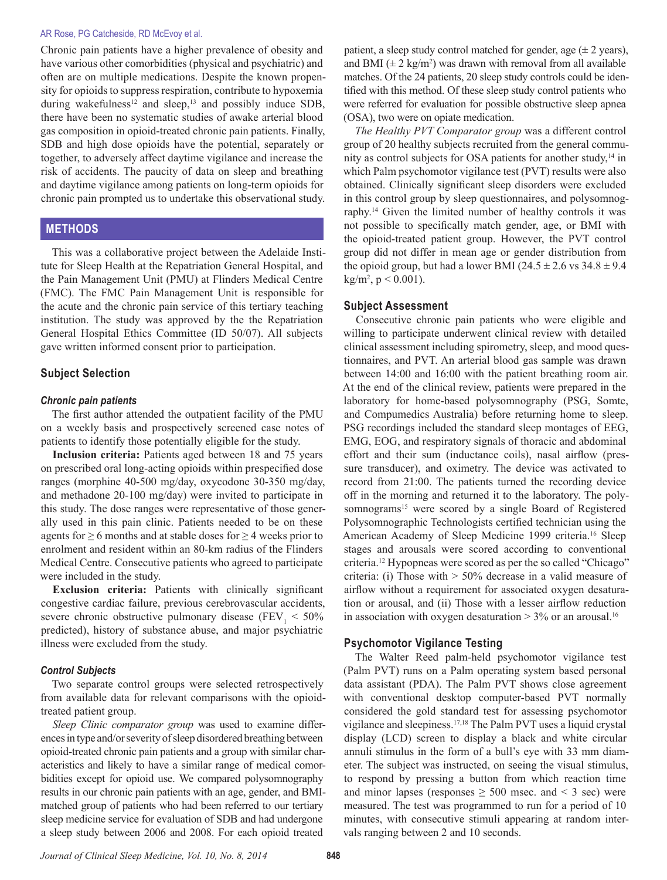Chronic pain patients have a higher prevalence of obesity and have various other comorbidities (physical and psychiatric) and often are on multiple medications. Despite the known propensity for opioids to suppress respiration, contribute to hypoxemia during wakefulness[12] and sleep,[13] and possibly induce SDB, there have been no systematic studies of awake arterial blood gas composition in opioid-treated chronic pain patients. Finally, SDB and high dose opioids have the potential, separately or together, to adversely affect daytime vigilance and increase the risk of accidents. The paucity of data on sleep and breathing and daytime vigilance among patients on long-term opioids for chronic pain prompted us to undertake this observational study.

## METHODS

This was a collaborative project between the Adelaide Institute for Sleep Health at the Repatriation General Hospital, and the Pain Management Unit (PMU) at Flinders Medical Centre (FMC). The FMC Pain Management Unit is responsible for the acute and the chronic pain service of this tertiary teaching institution. The study was approved by the the Repatriation General Hospital Ethics Committee (ID 50/07). All subjects gave written informed consent prior to participation.

### Subject Selection

#### *Chronic pain patients*

The first author attended the outpatient facility of the PMU on a weekly basis and prospectively screened case notes of patients to identify those potentially eligible for the study.

**Inclusion criteria:** Patients aged between 18 and 75 years on prescribed oral long-acting opioids within prespecified dose ranges (morphine 40-500 mg/day, oxycodone 30-350 mg/day, and methadone 20-100 mg/day) were invited to participate in this study. The dose ranges were representative of those generally used in this pain clinic. Patients needed to be on these agents for ≥ 6 months and at stable doses for ≥ 4 weeks prior to enrolment and resident within an 80-km radius of the Flinders Medical Centre. Consecutive patients who agreed to participate were included in the study.

**Exclusion criteria:** Patients with clinically significant congestive cardiac failure, previous cerebrovascular accidents, severe chronic obstructive pulmonary disease ($FEV_1$ < 50% predicted), history of substance abuse, and major psychiatric illness were excluded from the study.

#### *Control Subjects*

Two separate control groups were selected retrospectively from available data for relevant comparisons with the opioid-treated patient group.

*Sleep Clinic comparator group* was used to examine differences in type and/or severity of sleep disordered breathing between opioid-treated chronic pain patients and a group with similar characteristics and likely to have a similar range of medical comorbidities except for opioid use. We compared polysomnography results in our chronic pain patients with an age, gender, and BMI-matched group of patients who had been referred to our tertiary sleep medicine service for evaluation of SDB and had undergone a sleep study between 2006 and 2008. For each opioid treated patient, a sleep study control matched for gender, age (± 2 years), and BMI (± 2 kg/m$^2$) was drawn with removal from all available matches. Of the 24 patients, 20 sleep study controls could be identified with this method. Of these sleep study control patients who were referred for evaluation for possible obstructive sleep apnea (OSA), two were on opiate medication.

*The Healthy PVT Comparator group* was a different control group of 20 healthy subjects recruited from the general community as control subjects for OSA patients for another study,[14] in which Palm psychomotor vigilance test (PVT) results were also obtained. Clinically significant sleep disorders were excluded in this control group by sleep questionnaires, and polysomnography.[14] Given the limited number of healthy controls it was not possible to specifically match gender, age, or BMI with the opioid-treated patient group. However, the PVT control group did not differ in mean age or gender distribution from the opioid group, but had a lower BMI (24.5 ± 2.6 vs 34.8 ± 9.4 kg/m$^2$, $p < 0.001$).

### Subject Assessment

Consecutive chronic pain patients who were eligible and willing to participate underwent clinical review with detailed clinical assessment including spirometry, sleep, and mood questionnaires, and PVT. An arterial blood gas sample was drawn between 14:00 and 16:00 with the patient breathing room air. At the end of the clinical review, patients were prepared in the laboratory for home-based polysomnography (PSG, Somte, and Compumedics Australia) before returning home to sleep. PSG recordings included the standard sleep montages of EEG, EMG, EOG, and respiratory signals of thoracic and abdominal effort and their sum (inductance coils), nasal airflow (pressure transducer), and oximetry. The device was activated to record from 21:00. The patients turned the recording device off in the morning and returned it to the laboratory. The polysomnograms[15] were scored by a single Board of Registered Polysomnographic Technologists certified technician using the American Academy of Sleep Medicine 1999 criteria.[16] Sleep stages and arousals were scored according to conventional criteria.[12] Hypopneas were scored as per the so called "Chicago" criteria: (i) Those with > 50% decrease in a valid measure of airflow without a requirement for associated oxygen desaturation or arousal, and (ii) Those with a lesser airflow reduction in association with oxygen desaturation > 3% or an arousal.[16]

### Psychomotor Vigilance Testing

The Walter Reed palm-held psychomotor vigilance test (Palm PVT) runs on a Palm operating system based personal data assistant (PDA). The Palm PVT shows close agreement with conventional desktop computer-based PVT normally considered the gold standard test for assessing psychomotor vigilance and sleepiness.[17,18] The Palm PVT uses a liquid crystal display (LCD) screen to display a black and white circular annuli stimulus in the form of a bull's eye with 33 mm diameter. The subject was instructed, on seeing the visual stimulus, to respond by pressing a button from which reaction time and minor lapses (responses ≥ 500 msec. and < 3 sec) were measured. The test was programmed to run for a period of 10 minutes, with consecutive stimuli appearing at random intervals ranging between 2 and 10 seconds.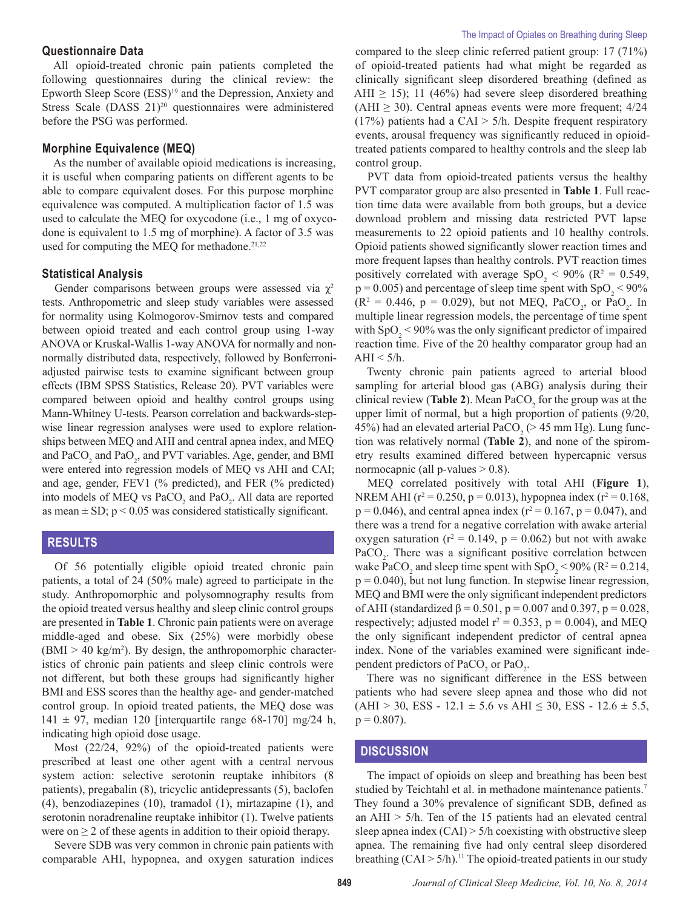### Questionnaire Data

All opioid-treated chronic pain patients completed the following questionnaires during the clinical review: the Epworth Sleep Score (ESS)[19] and the Depression, Anxiety and Stress Scale (DASS 21)[20] questionnaires were administered before the PSG was performed.

### Morphine Equivalence (MEQ)

As the number of available opioid medications is increasing, it is useful when comparing patients on different agents to be able to compare equivalent doses. For this purpose morphine equivalence was computed. A multiplication factor of 1.5 was used to calculate the MEQ for oxycodone (i.e., 1 mg of oxycodone is equivalent to 1.5 mg of morphine). A factor of 3.5 was used for computing the MEQ for methadone.[21,22]

### Statistical Analysis

Gender comparisons between groups were assessed via $\chi^2$ tests. Anthropometric and sleep study variables were assessed for normality using Kolmogorov-Smirnov tests and compared between opioid treated and each control group using 1-way ANOVA or Kruskal-Wallis 1-way ANOVA for normally and non-normally distributed data, respectively, followed by Bonferroni-adjusted pairwise tests to examine significant between group effects (IBM SPSS Statistics, Release 20). PVT variables were compared between opioid and healthy control groups using Mann-Whitney U-tests. Pearson correlation and backwards-stepwise linear regression analyses were used to explore relationships between MEQ and AHI and central apnea index, and MEQ and $PaCO_2$ and $PaO_2$, and PVT variables. Age, gender, and BMI were entered into regression models of MEQ vs AHI and CAI; and age, gender, FEV1 (% predicted), and FER (% predicted) into models of MEQ vs $PaCO_2$ and $PaO_2$. All data are reported as mean ± SD; $p < 0.05$ was considered statistically significant.

## RESULTS

Of 56 potentially eligible opioid treated chronic pain patients, a total of 24 (50% male) agreed to participate in the study. Anthropomorphic and polysomnography results from the opioid treated versus healthy and sleep clinic control groups are presented in **Table 1**. Chronic pain patients were on average middle-aged and obese. Six (25%) were morbidly obese (BMI > 40 kg/m$^2$). By design, the anthropomorphic characteristics of chronic pain patients and sleep clinic controls were not different, but both these groups had significantly higher BMI and ESS scores than the healthy age- and gender-matched control group. In opioid treated patients, the MEQ dose was 141 ± 97, median 120 [interquartile range 68-170] mg/24 h, indicating high opioid dose usage.

Most (22/24, 92%) of the opioid-treated patients were prescribed at least one other agent with a central nervous system action: selective serotonin reuptake inhibitors (8 patients), pregabalin (8), tricyclic antidepressants (5), baclofen (4), benzodiazepines (10), tramadol (1), mirtazapine (1), and serotonin noradrenaline reuptake inhibitor (1). Twelve patients were on ≥ 2 of these agents in addition to their opioid therapy.

Severe SDB was very common in chronic pain patients with comparable AHI, hypopnea, and oxygen saturation indices compared to the sleep clinic referred patient group: 17 (71%) of opioid-treated patients had what might be regarded as clinically significant sleep disordered breathing (defined as AHI ≥ 15); 11 (46%) had severe sleep disordered breathing (AHI ≥ 30). Central apneas events were more frequent; 4/24 (17%) patients had a CAI > 5/h. Despite frequent respiratory events, arousal frequency was significantly reduced in opioid-treated patients compared to healthy controls and the sleep lab control group.

PVT data from opioid-treated patients versus the healthy PVT comparator group are also presented in **Table 1**. Full reaction time data were available from both groups, but a device download problem and missing data restricted PVT lapse measurements to 22 opioid patients and 10 healthy controls. Opioid patients showed significantly slower reaction times and more frequent lapses than healthy controls. PVT reaction times positively correlated with average $SpO_2 < 90\%$ ($R^2 = 0.549$, $p = 0.005$) and percentage of sleep time spent with $SpO_2 < 90\%$ ($R^2 = 0.446$, $p = 0.029$), but not MEQ, $PaCO_2$, or $PaO_2$. In multiple linear regression models, the percentage of time spent with $SpO_2 < 90\%$ was the only significant predictor of impaired reaction time. Five of the 20 healthy comparator group had an AHI < 5/h.

Twenty chronic pain patients agreed to arterial blood sampling for arterial blood gas (ABG) analysis during their clinical review (**Table 2**). Mean $PaCO_2$ for the group was at the upper limit of normal, but a high proportion of patients (9/20, 45%) had an elevated arterial $PaCO_2$ (> 45 mm Hg). Lung function was relatively normal (**Table 2**), and none of the spirometry results examined differed between hypercapnic versus normocapnic (all p-values > 0.8).

MEQ correlated positively with total AHI (**Figure 1**), NREM AHI ($r^2 = 0.250$, $p = 0.013$), hypopnea index ($r^2 = 0.168$, $p = 0.046$), and central apnea index ($r^2 = 0.167$, $p = 0.047$), and there was a trend for a negative correlation with awake arterial oxygen saturation ($r^2 = 0.149$, $p = 0.062$) but not with awake $PaCO_2$. There was a significant positive correlation between wake $PaCO_2$ and sleep time spent with $SpO_2 < 90\%$ ($R^2 = 0.214$, $p = 0.040$), but not lung function. In stepwise linear regression, MEQ and BMI were the only significant independent predictors of AHI (standardized $\beta = 0.501$, $p = 0.007$ and 0.397, $p = 0.028$, respectively; adjusted model $r^2 = 0.353$, $p = 0.004$), and MEQ the only significant independent predictor of central apnea index. None of the variables examined were significant independent predictors of $PaCO_2$ or $PaO_2$.

There was no significant difference in the ESS between patients who had severe sleep apnea and those who did not (AHI > 30, ESS - 12.1 ± 5.6 vs AHI ≤ 30, ESS - 12.6 ± 5.5, $p = 0.807$).

## DISCUSSION

The impact of opioids on sleep and breathing has been best studied by Teichtahl et al. in methadone maintenance patients.[7] They found a 30% prevalence of significant SDB, defined as an AHI > 5/h. Ten of the 15 patients had an elevated central sleep apnea index (CAI) > 5/h coexisting with obstructive sleep apnea. The remaining five had only central sleep disordered breathing (CAI > 5/h).[11] The opioid-treated patients in our study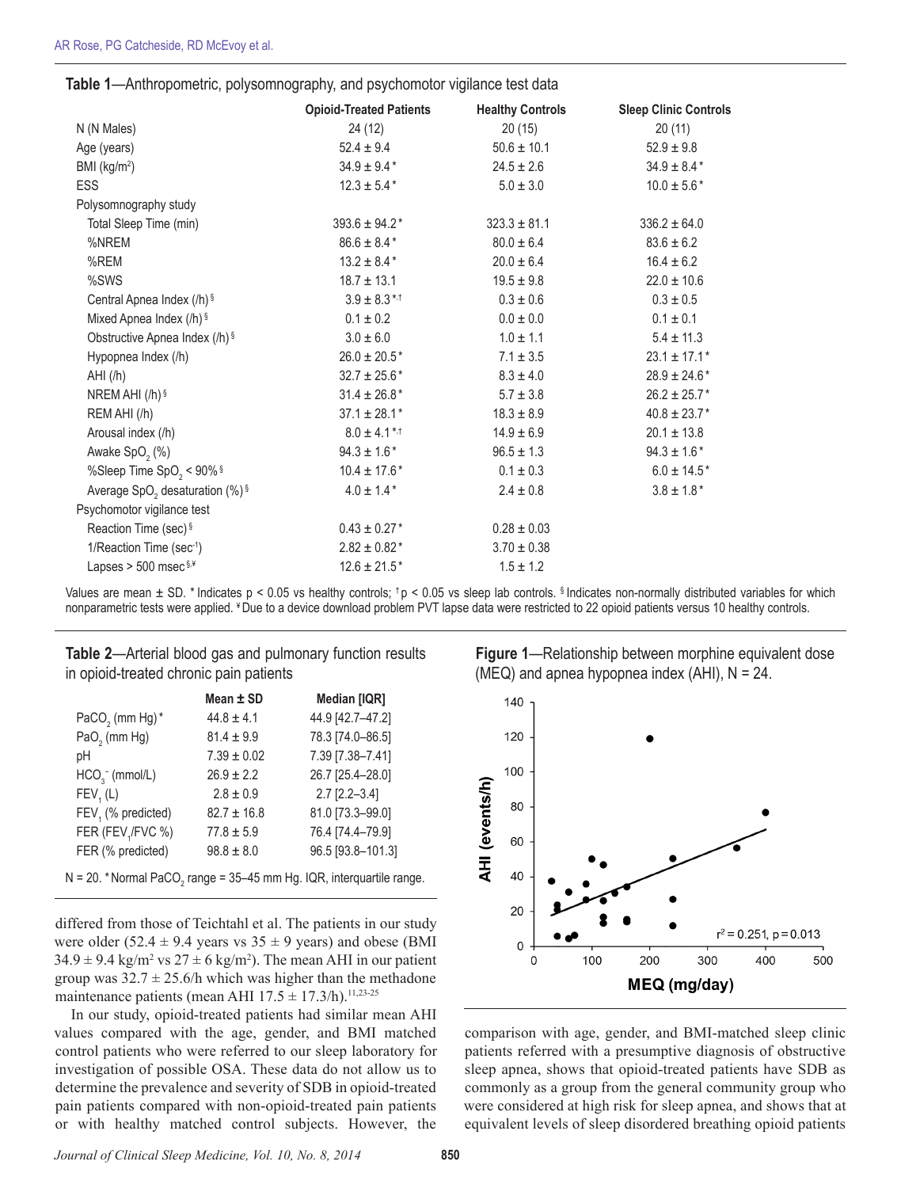**Table 1**—Anthropometric, polysomnography, and psychomotor vigilance test data

| | Opioid-Treated Patients | Healthy Controls | Sleep Clinic Controls |
|---|---|---|---|
| N (N Males) | 24 (12) | 20 (15) | 20 (11) |
| Age (years) | 52.4 ± 9.4 | 50.6 ± 10.1 | 52.9 ± 9.8 |
| BMI (kg/m²) | 34.9 ± 9.4 * | 24.5 ± 2.6 | 34.9 ± 8.4 * |
| ESS | 12.3 ± 5.4 * | 5.0 ± 3.0 | 10.0 ± 5.6 * |
| Polysomnography study | | | |
| Total Sleep Time (min) | 393.6 ± 94.2 * | 323.3 ± 81.1 | 336.2 ± 64.0 |
| %NREM | 86.6 ± 8.4 * | 80.0 ± 6.4 | 83.6 ± 6.2 |
| %REM | 13.2 ± 8.4 * | 20.0 ± 6.4 | 16.4 ± 6.2 |
| %SWS | 18.7 ± 13.1 | 19.5 ± 9.8 | 22.0 ± 10.6 |
| Central Apnea Index (/h) § | 3.9 ± 8.3 *,† | 0.3 ± 0.6 | 0.3 ± 0.5 |
| Mixed Apnea Index (/h) § | 0.1 ± 0.2 | 0.0 ± 0.0 | 0.1 ± 0.1 |
| Obstructive Apnea Index (/h) § | 3.0 ± 6.0 | 1.0 ± 1.1 | 5.4 ± 11.3 |
| Hypopnea Index (/h) | 26.0 ± 20.5 * | 7.1 ± 3.5 | 23.1 ± 17.1 * |
| AHI (/h) | 32.7 ± 25.6 * | 8.3 ± 4.0 | 28.9 ± 24.6 * |
| NREM AHI (/h) § | 31.4 ± 26.8 * | 5.7 ± 3.8 | 26.2 ± 25.7 * |
| REM AHI (/h) | 37.1 ± 28.1 * | 18.3 ± 8.9 | 40.8 ± 23.7 * |
| Arousal index (/h) | 8.0 ± 4.1 *,† | 14.9 ± 6.9 | 20.1 ± 13.8 |
| Awake $SpO_2$ (%) | 94.3 ± 1.6 * | 96.5 ± 1.3 | 94.3 ± 1.6 * |
| %Sleep Time $SpO_2$ < 90% § | 10.4 ± 17.6 * | 0.1 ± 0.3 | 6.0 ± 14.5 * |
| Average $SpO_2$ desaturation (%) § | 4.0 ± 1.4 * | 2.4 ± 0.8 | 3.8 ± 1.8 * |
| Psychomotor vigilance test | | | |
| Reaction Time (sec) § | 0.43 ± 0.27 * | 0.28 ± 0.03 | |
| 1/Reaction Time ($sec^{-1}$) | 2.82 ± 0.82 * | 3.70 ± 0.38 | |
| Lapses > 500 msec §,¥ | 12.6 ± 21.5 * | 1.5 ± 1.2 | |

Values are mean ± SD. * Indicates p < 0.05 vs healthy controls; † p < 0.05 vs sleep lab controls. § Indicates non-normally distributed variables for which nonparametric tests were applied. ¥ Due to a device download problem PVT lapse data were restricted to 22 opioid patients versus 10 healthy controls.

**Table 2**—Arterial blood gas and pulmonary function results in opioid-treated chronic pain patients

| | Mean ± SD | Median [IQR] |
|---|---|---|
| $PaCO_2$ (mm Hg) * | 44.8 ± 4.1 | 44.9 [42.7–47.2] |
| $PaO_2$ (mm Hg) | 81.4 ± 9.9 | 78.3 [74.0–86.5] |
| pH | 7.39 ± 0.02 | 7.39 [7.38–7.41] |
| $HCO_3^-$ (mmol/L) | 26.9 ± 2.2 | 26.7 [25.4–28.0] |
| $FEV_1$ (L) | 2.8 ± 0.9 | 2.7 [2.2–3.4] |
| $FEV_1$ (% predicted) | 82.7 ± 16.8 | 81.0 [73.3–99.0] |
| FER ($FEV_1$/FVC %) | 77.8 ± 5.9 | 76.4 [74.4–79.9] |
| FER (% predicted) | 98.8 ± 8.0 | 96.5 [93.8–101.3] |

N = 20. * Normal $PaCO_2$ range = 35–45 mm Hg. IQR, interquartile range.

**Figure 1**—Relationship between morphine equivalent dose (MEQ) and apnea hypopnea index (AHI), N = 24.

differed from those of Teichtahl et al. The patients in our study were older (52.4 ± 9.4 years vs 35 ± 9 years) and obese (BMI 34.9 ± 9.4 kg/m² vs 27 ± 6 kg/m²). The mean AHI in our patient group was 32.7 ± 25.6/h which was higher than the methadone maintenance patients (mean AHI 17.5 ± 17.3/h).[11,23-25]

In our study, opioid-treated patients had similar mean AHI values compared with the age, gender, and BMI matched control patients who were referred to our sleep laboratory for investigation of possible OSA. These data do not allow us to determine the prevalence and severity of SDB in opioid-treated pain patients compared with non-opioid-treated pain patients or with healthy matched control subjects. However, the comparison with age, gender, and BMI-matched sleep clinic patients referred with a presumptive diagnosis of obstructive sleep apnea, shows that opioid-treated patients have SDB as commonly as a group from the general community group who were considered at high risk for sleep apnea, and shows that at equivalent levels of sleep disordered breathing opioid patients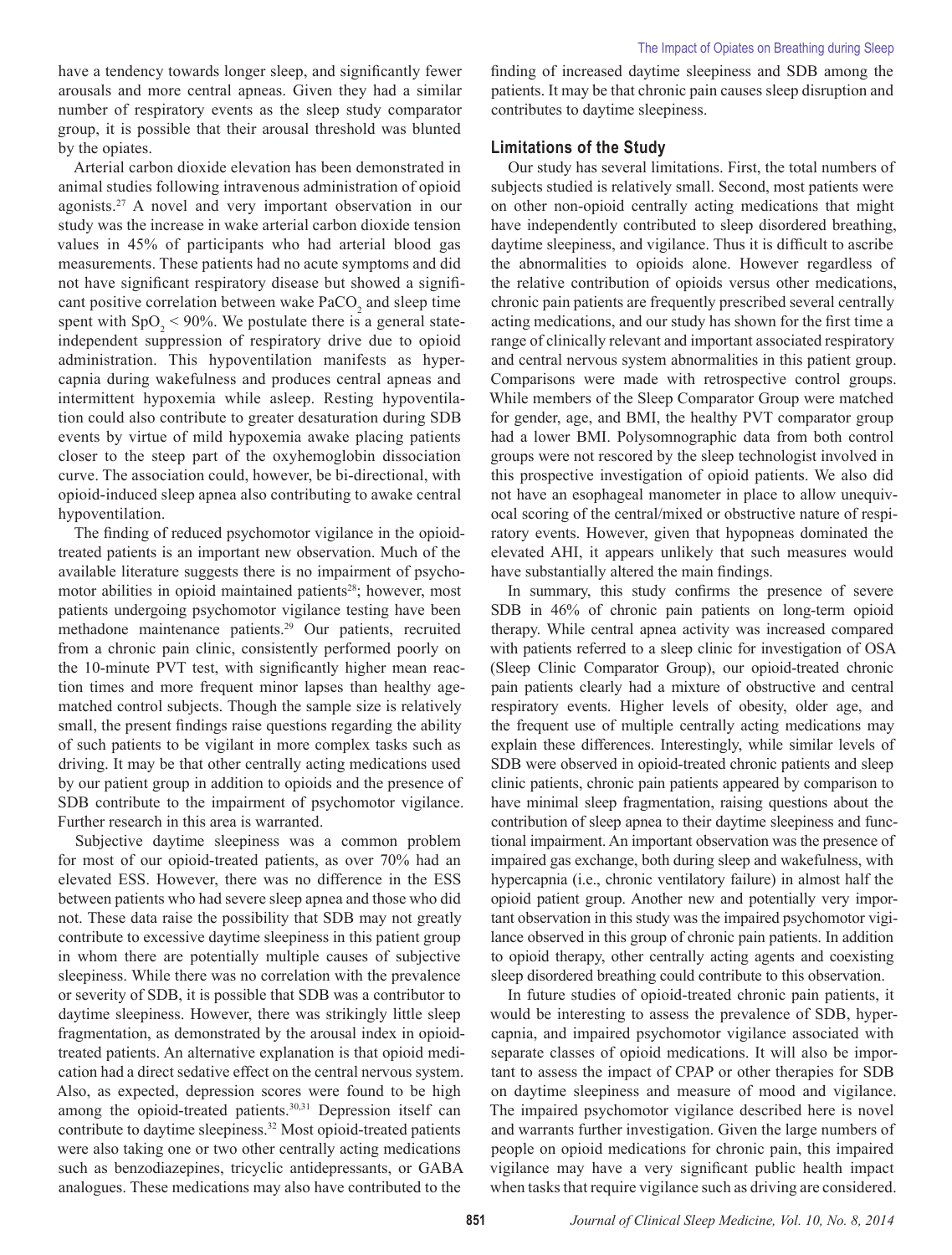have a tendency towards longer sleep, and significantly fewer arousals and more central apneas. Given they had a similar number of respiratory events as the sleep study comparator group, it is possible that their arousal threshold was blunted by the opiates.

Arterial carbon dioxide elevation has been demonstrated in animal studies following intravenous administration of opioid agonists.[27] A novel and very important observation in our study was the increase in wake arterial carbon dioxide tension values in 45% of participants who had arterial blood gas measurements. These patients had no acute symptoms and did not have significant respiratory disease but showed a significant positive correlation between wake $PaCO_2$ and sleep time spent with $SpO_2 < 90\%$. We postulate there is a general state-independent suppression of respiratory drive due to opioid administration. This hypoventilation manifests as hypercapnia during wakefulness and produces central apneas and intermittent hypoxemia while asleep. Resting hypoventilation could also contribute to greater desaturation during SDB events by virtue of mild hypoxemia awake placing patients closer to the steep part of the oxyhemoglobin dissociation curve. The association could, however, be bi-directional, with opioid-induced sleep apnea also contributing to awake central hypoventilation.

The finding of reduced psychomotor vigilance in the opioid-treated patients is an important new observation. Much of the available literature suggests there is no impairment of psychomotor abilities in opioid maintained patients[28]; however, most patients undergoing psychomotor vigilance testing have been methadone maintenance patients.[29] Our patients, recruited from a chronic pain clinic, consistently performed poorly on the 10-minute PVT test, with significantly higher mean reaction times and more frequent minor lapses than healthy age-matched control subjects. Though the sample size is relatively small, the present findings raise questions regarding the ability of such patients to be vigilant in more complex tasks such as driving. It may be that other centrally acting medications used by our patient group in addition to opioids and the presence of SDB contribute to the impairment of psychomotor vigilance. Further research in this area is warranted.

Subjective daytime sleepiness was a common problem for most of our opioid-treated patients, as over 70% had an elevated ESS. However, there was no difference in the ESS between patients who had severe sleep apnea and those who did not. These data raise the possibility that SDB may not greatly contribute to excessive daytime sleepiness in this patient group in whom there are potentially multiple causes of subjective sleepiness. While there was no correlation with the prevalence or severity of SDB, it is possible that SDB was a contributor to daytime sleepiness. However, there was strikingly little sleep fragmentation, as demonstrated by the arousal index in opioid-treated patients. An alternative explanation is that opioid medication had a direct sedative effect on the central nervous system. Also, as expected, depression scores were found to be high among the opioid-treated patients.[30,31] Depression itself can contribute to daytime sleepiness.[32] Most opioid-treated patients were also taking one or two other centrally acting medications such as benzodiazepines, tricyclic antidepressants, or GABA analogues. These medications may also have contributed to the finding of increased daytime sleepiness and SDB among the patients. It may be that chronic pain causes sleep disruption and contributes to daytime sleepiness.

## Limitations of the Study

Our study has several limitations. First, the total numbers of subjects studied is relatively small. Second, most patients were on other non-opioid centrally acting medications that might have independently contributed to sleep disordered breathing, daytime sleepiness, and vigilance. Thus it is difficult to ascribe the abnormalities to opioids alone. However regardless of the relative contribution of opioids versus other medications, chronic pain patients are frequently prescribed several centrally acting medications, and our study has shown for the first time a range of clinically relevant and important associated respiratory and central nervous system abnormalities in this patient group. Comparisons were made with retrospective control groups. While members of the Sleep Comparator Group were matched for gender, age, and BMI, the healthy PVT comparator group had a lower BMI. Polysomnographic data from both control groups were not rescored by the sleep technologist involved in this prospective investigation of opioid patients. We also did not have an esophageal manometer in place to allow unequivocal scoring of the central/mixed or obstructive nature of respiratory events. However, given that hypopneas dominated the elevated AHI, it appears unlikely that such measures would have substantially altered the main findings.

In summary, this study confirms the presence of severe SDB in 46% of chronic pain patients on long-term opioid therapy. While central apnea activity was increased compared with patients referred to a sleep clinic for investigation of OSA (Sleep Clinic Comparator Group), our opioid-treated chronic pain patients clearly had a mixture of obstructive and central respiratory events. Higher levels of obesity, older age, and the frequent use of multiple centrally acting medications may explain these differences. Interestingly, while similar levels of SDB were observed in opioid-treated chronic patients and sleep clinic patients, chronic pain patients appeared by comparison to have minimal sleep fragmentation, raising questions about the contribution of sleep apnea to their daytime sleepiness and functional impairment. An important observation was the presence of impaired gas exchange, both during sleep and wakefulness, with hypercapnia (i.e., chronic ventilatory failure) in almost half the opioid patient group. Another new and potentially very important observation in this study was the impaired psychomotor vigilance observed in this group of chronic pain patients. In addition to opioid therapy, other centrally acting agents and coexisting sleep disordered breathing could contribute to this observation.

In future studies of opioid-treated chronic pain patients, it would be interesting to assess the prevalence of SDB, hypercapnia, and impaired psychomotor vigilance associated with separate classes of opioid medications. It will also be important to assess the impact of CPAP or other therapies for SDB on daytime sleepiness and measure of mood and vigilance. The impaired psychomotor vigilance described here is novel and warrants further investigation. Given the large numbers of people on opioid medications for chronic pain, this impaired vigilance may have a very significant public health impact when tasks that require vigilance such as driving are considered.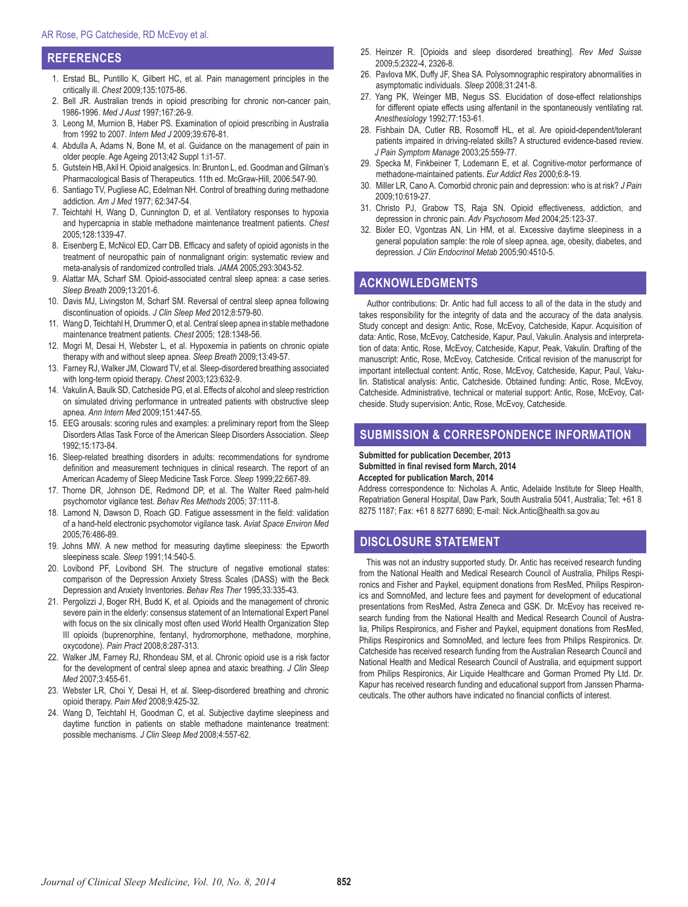## REFERENCES

1. Erstad BL, Puntillo K, Gilbert HC, et al. Pain management principles in the critically ill. *Chest* 2009;135:1075-86.
2. Bell JR. Australian trends in opioid prescribing for chronic non-cancer pain, 1986-1996. *Med J Aust* 1997;167:26-9.
3. Leong M, Murnion B, Haber PS. Examination of opioid prescribing in Australia from 1992 to 2007. *Intern Med J* 2009;39:676-81.
4. Abdulla A, Adams N, Bone M, et al. Guidance on the management of pain in older people. Age Ageing 2013;42 Suppl 1:i1-57.
5. Gutstein HB, Akil H. Opioid analgesics. In: Brunton L, ed. Goodman and Gilman's Pharmacological Basis of Therapeutics. 11th ed. McGraw-Hill, 2006:547-90.
6. Santiago TV, Pugliese AC, Edelman NH. Control of breathing during methadone addiction. *Am J Med* 1977; 62:347-54.
7. Teichtahl H, Wang D, Cunnington D, et al. Ventilatory responses to hypoxia and hypercapnia in stable methadone maintenance treatment patients. *Chest* 2005;128:1339-47.
8. Eisenberg E, McNicol ED, Carr DB. Efficacy and safety of opioid agonists in the treatment of neuropathic pain of nonmalignant origin: systematic review and meta-analysis of randomized controlled trials. *JAMA* 2005;293:3043-52.
9. Alattar MA, Scharf SM. Opioid-associated central sleep apnea: a case series. *Sleep Breath* 2009;13:201-6.
10. Davis MJ, Livingston M, Scharf SM. Reversal of central sleep apnea following discontinuation of opioids. *J Clin Sleep Med* 2012;8:579-80.
11. Wang D, Teichtahl H, Drummer O, et al. Central sleep apnea in stable methadone maintenance treatment patients. *Chest* 2005; 128:1348-56.
12. Mogri M, Desai H, Webster L, et al. Hypoxemia in patients on chronic opiate therapy with and without sleep apnea. *Sleep Breath* 2009;13:49-57.
13. Farney RJ, Walker JM, Cloward TV, et al. Sleep-disordered breathing associated with long-term opioid therapy. *Chest* 2003;123:632-9.
14. Vakulin A, Baulk SD, Catcheside PG, et al. Effects of alcohol and sleep restriction on simulated driving performance in untreated patients with obstructive sleep apnea. *Ann Intern Med* 2009;151:447-55.
15. EEG arousals: scoring rules and examples: a preliminary report from the Sleep Disorders Atlas Task Force of the American Sleep Disorders Association. *Sleep* 1992;15:173-84.
16. Sleep-related breathing disorders in adults: recommendations for syndrome definition and measurement techniques in clinical research. The report of an American Academy of Sleep Medicine Task Force. *Sleep* 1999;22:667-89.
17. Thorne DR, Johnson DE, Redmond DP, et al. The Walter Reed palm-held psychomotor vigilance test. *Behav Res Methods* 2005; 37:111-8.
18. Lamond N, Dawson D, Roach GD. Fatigue assessment in the field: validation of a hand-held electronic psychomotor vigilance task. *Aviat Space Environ Med* 2005;76:486-89.
19. Johns MW. A new method for measuring daytime sleepiness: the Epworth sleepiness scale. *Sleep* 1991;14:540-5.
20. Lovibond PF, Lovibond SH. The structure of negative emotional states: comparison of the Depression Anxiety Stress Scales (DASS) with the Beck Depression and Anxiety Inventories. *Behav Res Ther* 1995;33:335-43.
21. Pergolizzi J, Boger RH, Budd K, et al. Opioids and the management of chronic severe pain in the elderly: consensus statement of an International Expert Panel with focus on the six clinically most often used World Health Organization Step III opioids (buprenorphine, fentanyl, hydromorphone, methadone, morphine, oxycodone). *Pain Pract* 2008;8:287-313.
22. Walker JM, Farney RJ, Rhondeau SM, et al. Chronic opioid use is a risk factor for the development of central sleep apnea and ataxic breathing. *J Clin Sleep Med* 2007;3:455-61.
23. Webster LR, Choi Y, Desai H, et al. Sleep-disordered breathing and chronic opioid therapy. *Pain Med* 2008;9:425-32.
24. Wang D, Teichtahl H, Goodman C, et al. Subjective daytime sleepiness and daytime function in patients on stable methadone maintenance treatment: possible mechanisms. *J Clin Sleep Med* 2008;4:557-62.
25. Heinzer R. [Opioids and sleep disordered breathing]. *Rev Med Suisse* 2009;5:2322-4, 2326-8.
26. Pavlova MK, Duffy JF, Shea SA. Polysomnographic respiratory abnormalities in asymptomatic individuals. *Sleep* 2008;31:241-8.
27. Yang PK, Weinger MB, Negus SS. Elucidation of dose-effect relationships for different opiate effects using alfentanil in the spontaneously ventilating rat. *Anesthesiology* 1992;77:153-61.
28. Fishbain DA, Cutler RB, Rosomoff HL, et al. Are opioid-dependent/tolerant patients impaired in driving-related skills? A structured evidence-based review. *J Pain Symptom Manage* 2003;25:559-77.
29. Specka M, Finkbeiner T, Lodemann E, et al. Cognitive-motor performance of methadone-maintained patients. *Eur Addict Res* 2000;6:8-19.
30. Miller LR, Cano A. Comorbid chronic pain and depression: who is at risk? *J Pain* 2009;10:619-27.
31. Christo PJ, Grabow TS, Raja SN. Opioid effectiveness, addiction, and depression in chronic pain. *Adv Psychosom Med* 2004;25:123-37.
32. Bixler EO, Vgontzas AN, Lin HM, et al. Excessive daytime sleepiness in a general population sample: the role of sleep apnea, age, obesity, diabetes, and depression. *J Clin Endocrinol Metab* 2005;90:4510-5.

## ACKNOWLEDGMENTS

Author contributions: Dr. Antic had full access to all of the data in the study and takes responsibility for the integrity of data and the accuracy of the data analysis. Study concept and design: Antic, Rose, McEvoy, Catcheside, Kapur. Acquisition of data: Antic, Rose, McEvoy, Catcheside, Kapur, Paul, Vakulin. Analysis and interpretation of data: Antic, Rose, McEvoy, Catcheside, Kapur, Peak, Vakulin. Drafting of the manuscript: Antic, Rose, McEvoy, Catcheside. Critical revision of the manuscript for important intellectual content: Antic, Rose, McEvoy, Catcheside, Kapur, Paul, Vakulin. Statistical analysis: Antic, Catcheside. Obtained funding: Antic, Rose, McEvoy, Catcheside. Administrative, technical or material support: Antic, Rose, McEvoy, Catcheside. Study supervision: Antic, Rose, McEvoy, Catcheside.

## SUBMISSION & CORRESPONDENCE INFORMATION

**Submitted for publication December, 2013**
**Submitted in final revised form March, 2014**
**Accepted for publication March, 2014**

Address correspondence to: Nicholas A. Antic, Adelaide Institute for Sleep Health, Repatriation General Hospital, Daw Park, South Australia 5041, Australia; Tel: +61 8 8275 1187; Fax: +61 8 8277 6890; E-mail: Nick.Antic@health.sa.gov.au

## DISCLOSURE STATEMENT

This was not an industry supported study. Dr. Antic has received research funding from the National Health and Medical Research Council of Australia, Philips Respironics and Fisher and Paykel, equipment donations from ResMed, Philips Respironics and SomnoMed, and lecture fees and payment for development of educational presentations from ResMed, Astra Zeneca and GSK. Dr. McEvoy has received research funding from the National Health and Medical Research Council of Australia, Philips Respironics, and Fisher and Paykel, equipment donations from ResMed, Philips Respironics and SomnoMed, and lecture fees from Philips Respironics. Dr. Catcheside has received research funding from the Australian Research Council and National Health and Medical Research Council of Australia, and equipment support from Philips Respironics, Air Liquide Healthcare and Gorman Promed Pty Ltd. Dr. Kapur has received research funding and educational support from Janssen Pharmaceuticals. The other authors have indicated no financial conflicts of interest.